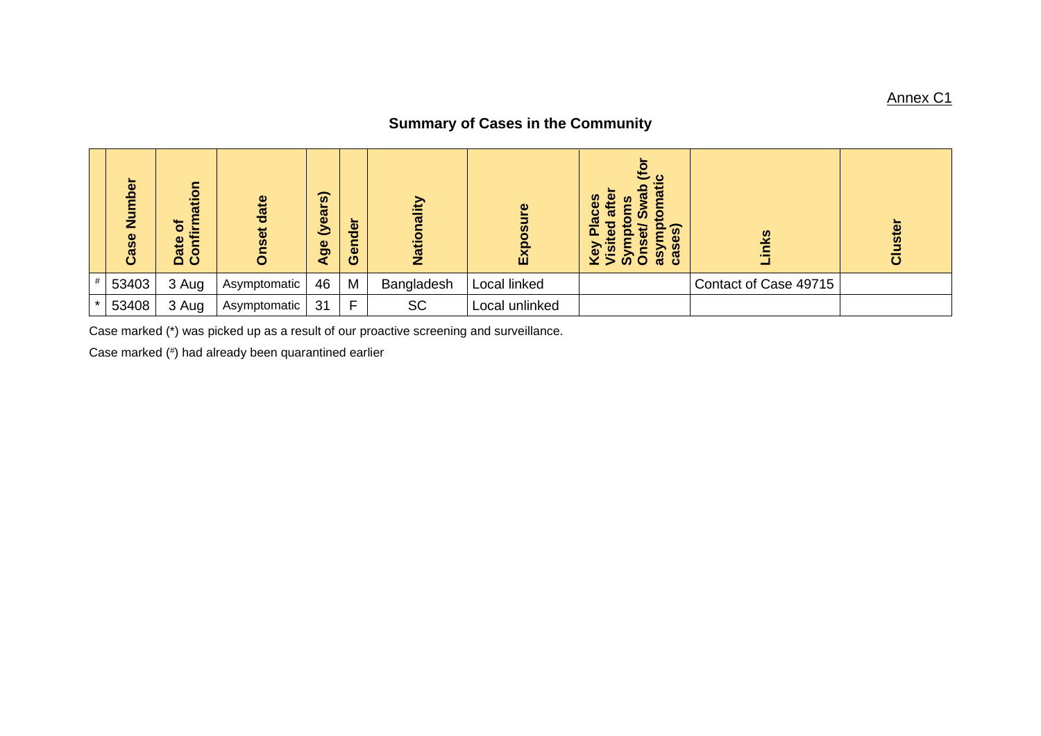Annex C1

## Summary of Cases in the Community

| | Case Number | Date of Confirmation | Onset date | Age (years) | Gender | Nationality | Exposure | Key Places Visited after Symptoms Onset/ Swab (for asymptomatic cases) | Links | Cluster |
|---|---|---|---|---|---|---|---|---|---|---|
| # | 53403 | 3 Aug | Asymptomatic | 46 | M | Bangladesh | Local linked | | Contact of Case 49715 | |
| * | 53408 | 3 Aug | Asymptomatic | 31 | F | SC | Local unlinked | | | |

Case marked (*) was picked up as a result of our proactive screening and surveillance.

Case marked (#) had already been quarantined earlier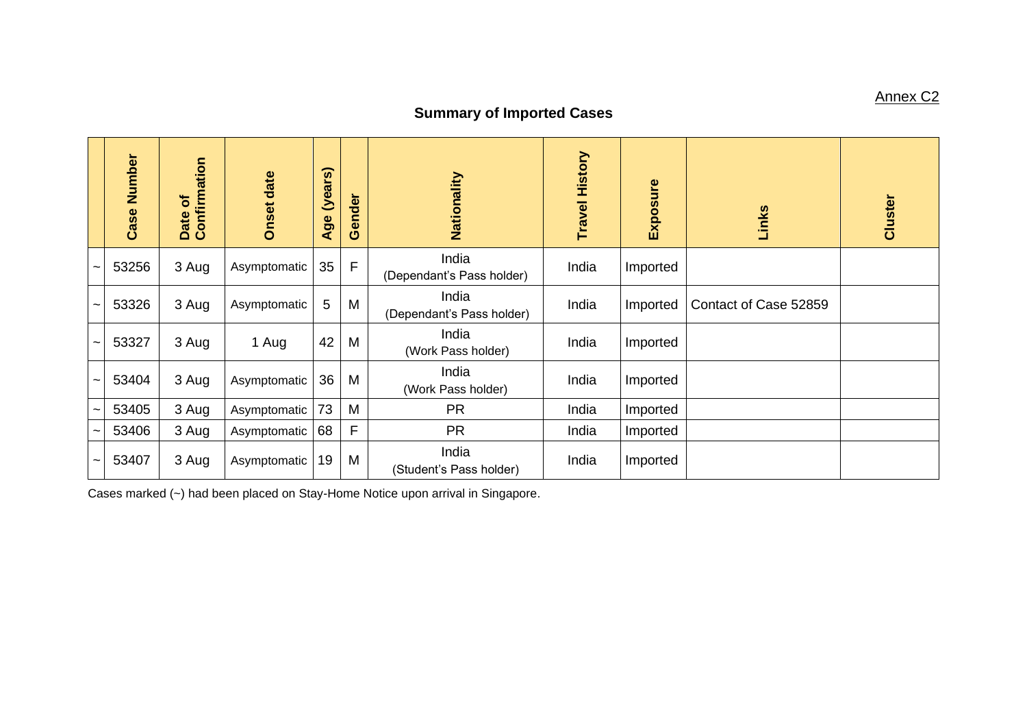Annex C2

## Summary of Imported Cases

| | Case Number | Date of Confirmation | Onset date | Age (years) | Gender | Nationality | Travel History | Exposure | Links | Cluster |
|---|---|---|---|---|---|---|---|---|---|---|
| ~ | 53256 | 3 Aug | Asymptomatic | 35 | F | India (Dependant's Pass holder) | India | Imported | | |
| ~ | 53326 | 3 Aug | Asymptomatic | 5 | M | India (Dependant's Pass holder) | India | Imported | Contact of Case 52859 | |
| ~ | 53327 | 3 Aug | 1 Aug | 42 | M | India (Work Pass holder) | India | Imported | | |
| ~ | 53404 | 3 Aug | Asymptomatic | 36 | M | India (Work Pass holder) | India | Imported | | |
| ~ | 53405 | 3 Aug | Asymptomatic | 73 | M | PR | India | Imported | | |
| ~ | 53406 | 3 Aug | Asymptomatic | 68 | F | PR | India | Imported | | |
| ~ | 53407 | 3 Aug | Asymptomatic | 19 | M | India (Student's Pass holder) | India | Imported | | |

Cases marked (~) had been placed on Stay-Home Notice upon arrival in Singapore.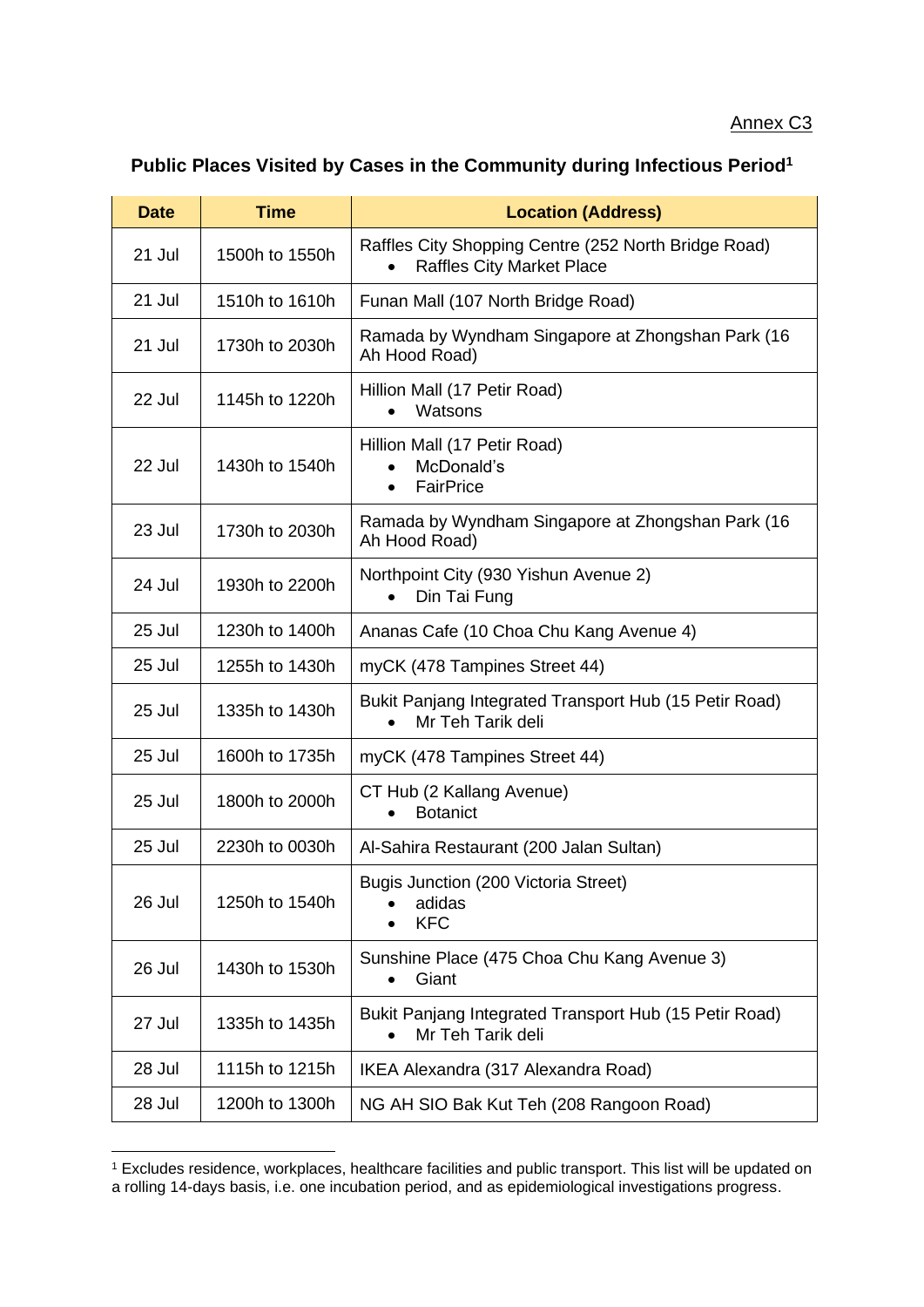Annex C3

## Public Places Visited by Cases in the Community during Infectious Period[1]

| Date | Time | Location (Address) |
| --- | --- | --- |
| 21 Jul | 1500h to 1550h | Raffles City Shopping Centre (252 North Bridge Road)<br>• Raffles City Market Place |
| 21 Jul | 1510h to 1610h | Funan Mall (107 North Bridge Road) |
| 21 Jul | 1730h to 2030h | Ramada by Wyndham Singapore at Zhongshan Park (16 Ah Hood Road) |
| 22 Jul | 1145h to 1220h | Hillion Mall (17 Petir Road)<br>• Watsons |
| 22 Jul | 1430h to 1540h | Hillion Mall (17 Petir Road)<br>• McDonald's<br>• FairPrice |
| 23 Jul | 1730h to 2030h | Ramada by Wyndham Singapore at Zhongshan Park (16 Ah Hood Road) |
| 24 Jul | 1930h to 2200h | Northpoint City (930 Yishun Avenue 2)<br>• Din Tai Fung |
| 25 Jul | 1230h to 1400h | Ananas Cafe (10 Choa Chu Kang Avenue 4) |
| 25 Jul | 1255h to 1430h | myCK (478 Tampines Street 44) |
| 25 Jul | 1335h to 1430h | Bukit Panjang Integrated Transport Hub (15 Petir Road)<br>• Mr Teh Tarik deli |
| 25 Jul | 1600h to 1735h | myCK (478 Tampines Street 44) |
| 25 Jul | 1800h to 2000h | CT Hub (2 Kallang Avenue)<br>• Botanict |
| 25 Jul | 2230h to 0030h | Al-Sahira Restaurant (200 Jalan Sultan) |
| 26 Jul | 1250h to 1540h | Bugis Junction (200 Victoria Street)<br>• adidas<br>• KFC |
| 26 Jul | 1430h to 1530h | Sunshine Place (475 Choa Chu Kang Avenue 3)<br>• Giant |
| 27 Jul | 1335h to 1435h | Bukit Panjang Integrated Transport Hub (15 Petir Road)<br>• Mr Teh Tarik deli |
| 28 Jul | 1115h to 1215h | IKEA Alexandra (317 Alexandra Road) |
| 28 Jul | 1200h to 1300h | NG AH SIO Bak Kut Teh (208 Rangoon Road) |

[1] Excludes residence, workplaces, healthcare facilities and public transport. This list will be updated on a rolling 14-days basis, i.e. one incubation period, and as epidemiological investigations progress.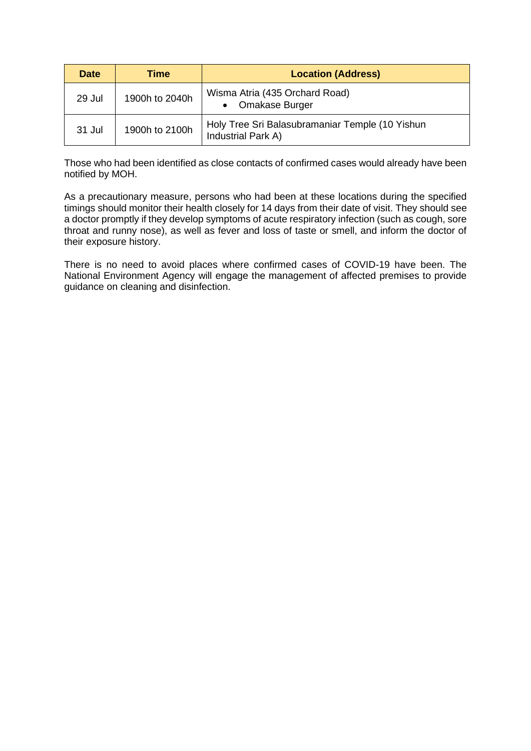| Date | Time | Location (Address) |
| --- | --- | --- |
| 29 Jul | 1900h to 2040h | Wisma Atria (435 Orchard Road)<br>• Omakase Burger |
| 31 Jul | 1900h to 2100h | Holy Tree Sri Balasubramaniar Temple (10 Yishun Industrial Park A) |

Those who had been identified as close contacts of confirmed cases would already have been notified by MOH.

As a precautionary measure, persons who had been at these locations during the specified timings should monitor their health closely for 14 days from their date of visit. They should see a doctor promptly if they develop symptoms of acute respiratory infection (such as cough, sore throat and runny nose), as well as fever and loss of taste or smell, and inform the doctor of their exposure history.

There is no need to avoid places where confirmed cases of COVID-19 have been. The National Environment Agency will engage the management of affected premises to provide guidance on cleaning and disinfection.